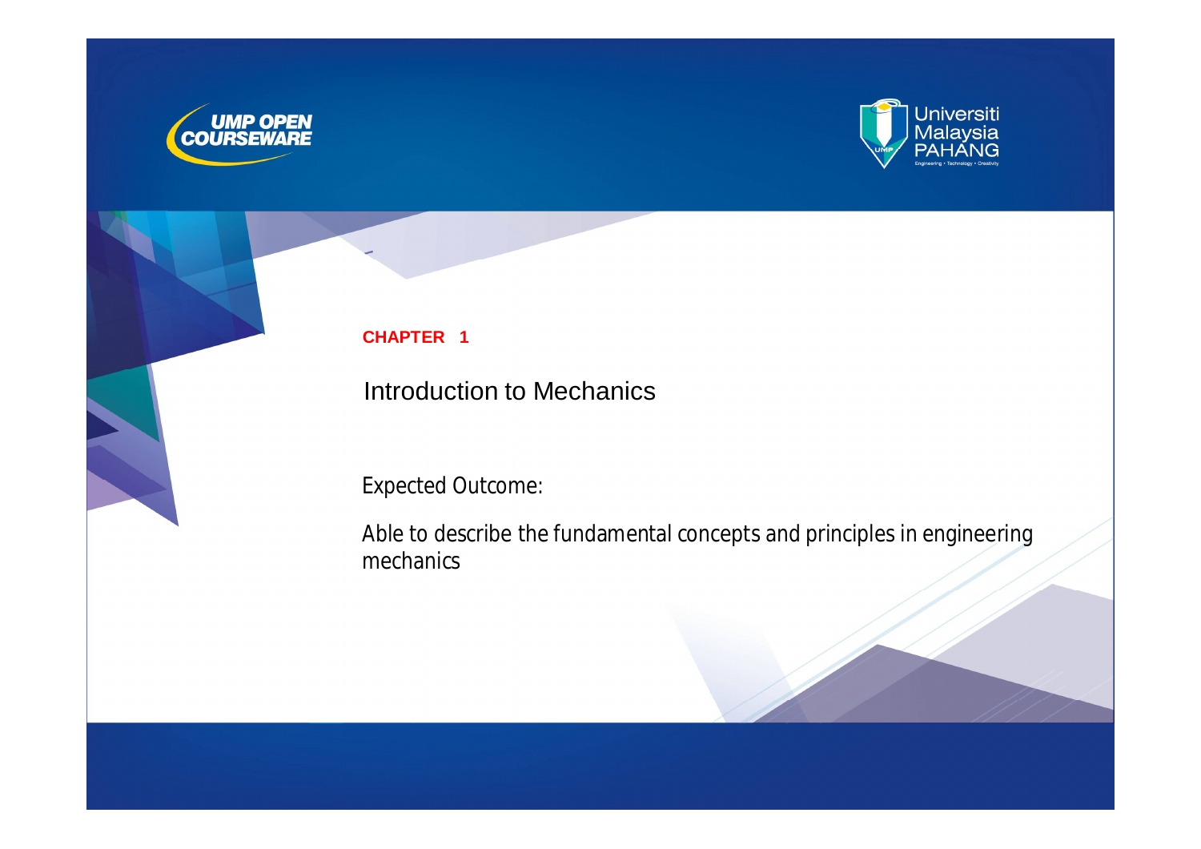**CHAPTER 1**

# Introduction to Mechanics

Expected Outcome:

Able to describe the fundamental concepts and principles in engineering mechanics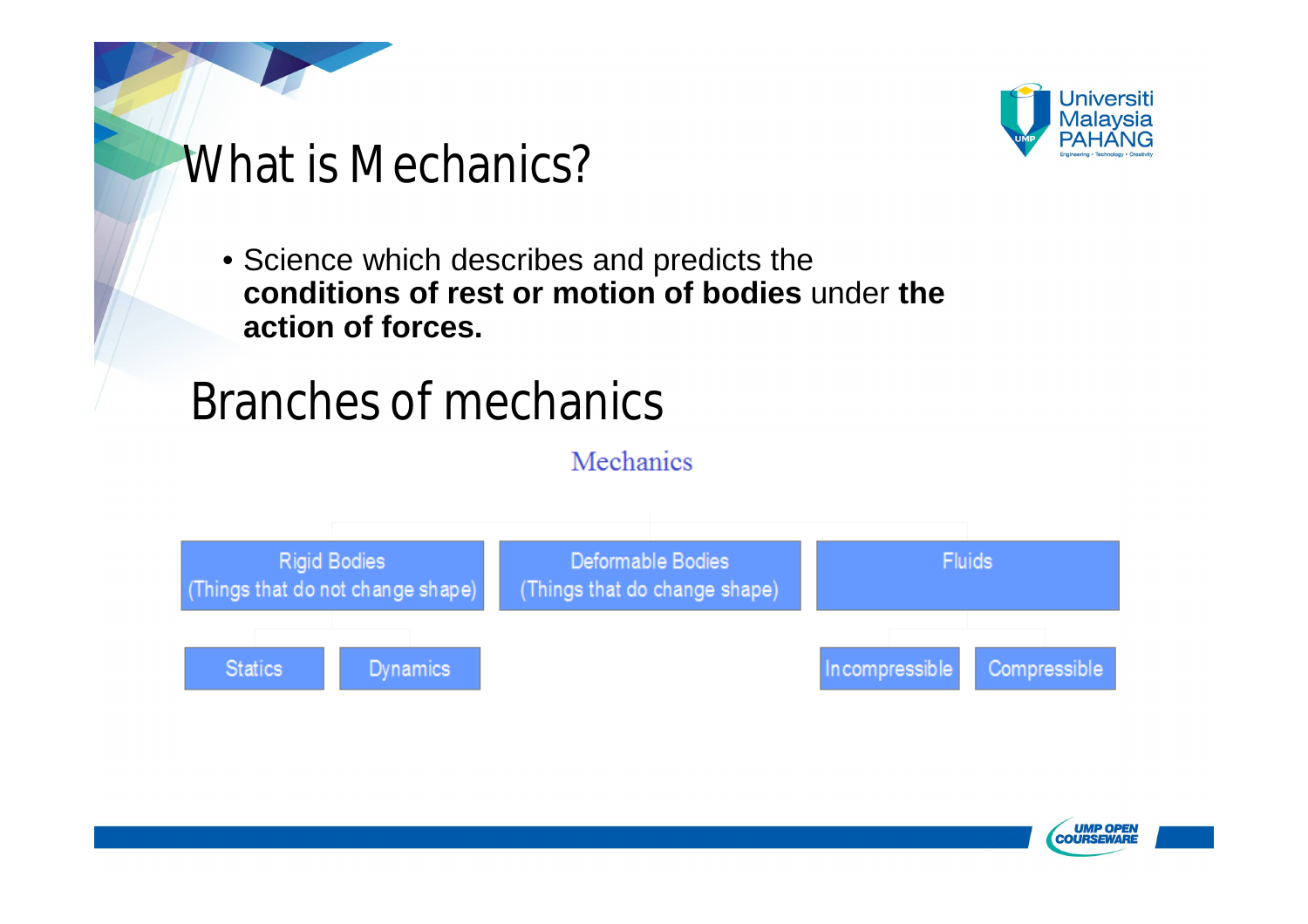# What is Mechanics?

- Science which describes and predicts the **conditions of rest or motion of bodies** under **the action of forces.**

# Branches of mechanics

Mechanics

- Rigid Bodies (Things that do not change shape)
  - Statics
  - Dynamics
- Deformable Bodies (Things that do change shape)
- Fluids
  - Incompressible
  - Compressible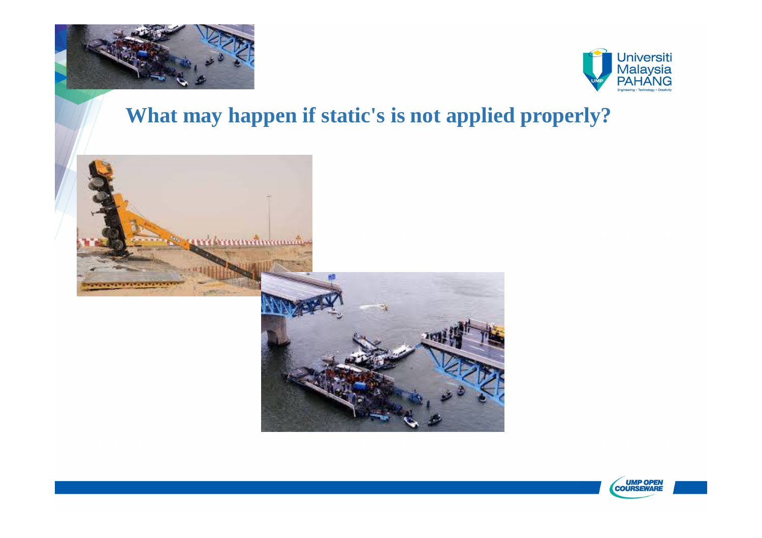# What may happen if static's is not applied properly?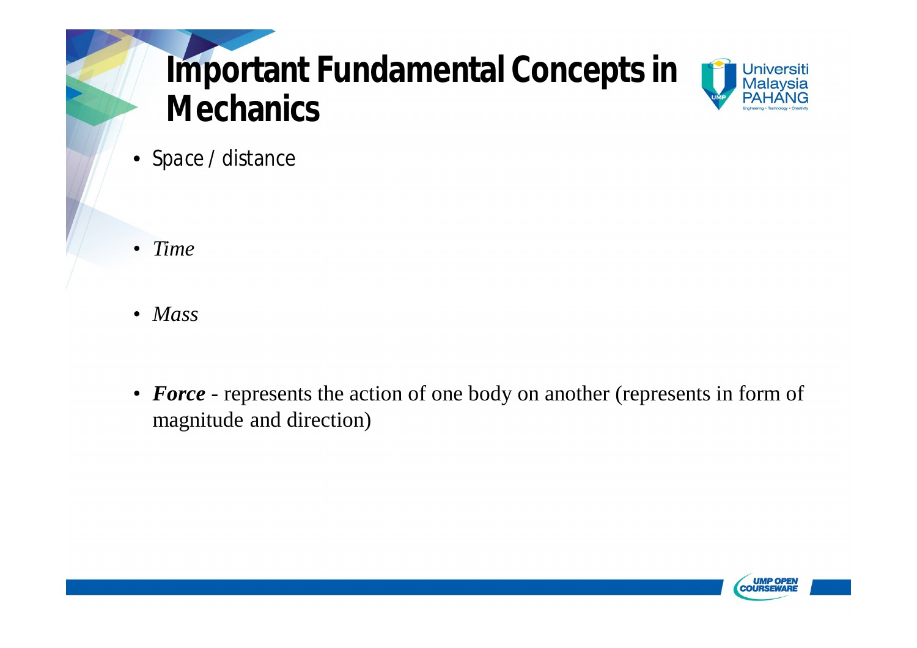# Important Fundamental Concepts in Mechanics

- Space / distance

- *Time*

- *Mass*

- ***Force*** - represents the action of one body on another (represents in form of magnitude and direction)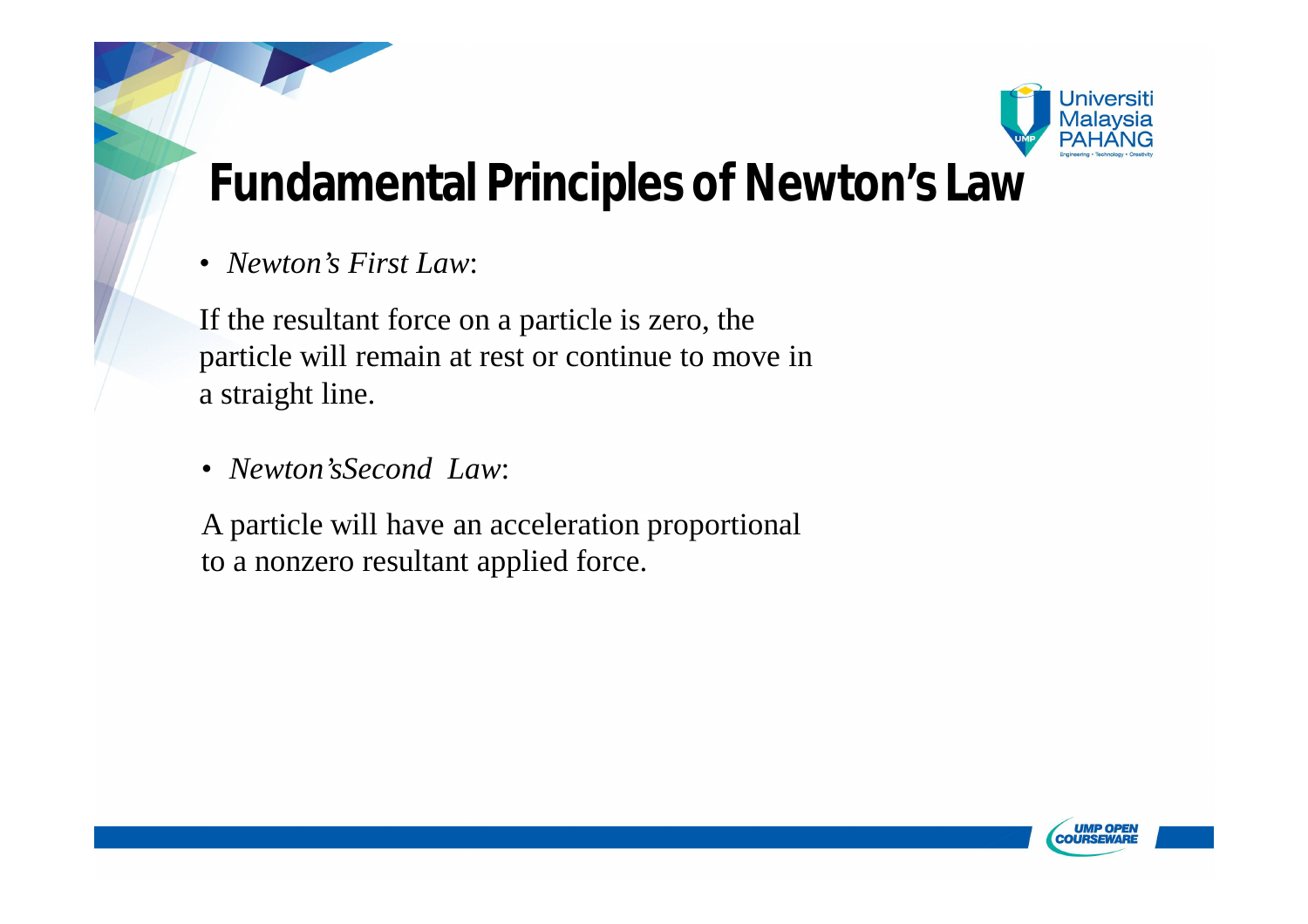# Fundamental Principles of Newton's Law

- *Newton's First Law*:

If the resultant force on a particle is zero, the particle will remain at rest or continue to move in a straight line.

- *Newton'sSecond Law*:

A particle will have an acceleration proportional to a nonzero resultant applied force.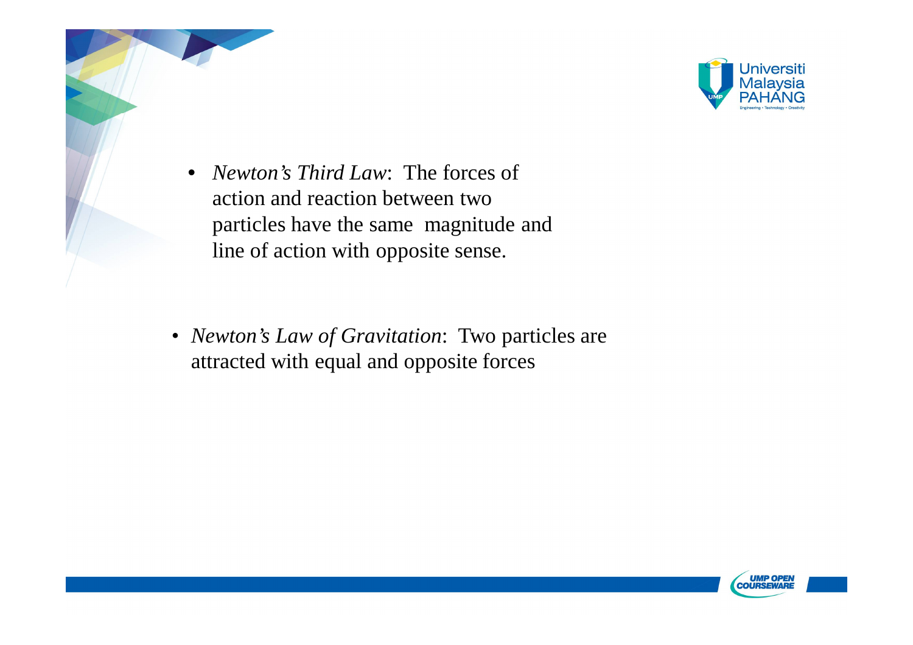- *Newton's Third Law*: The forces of action and reaction between two particles have the same magnitude and line of action with opposite sense.

- *Newton's Law of Gravitation*: Two particles are attracted with equal and opposite forces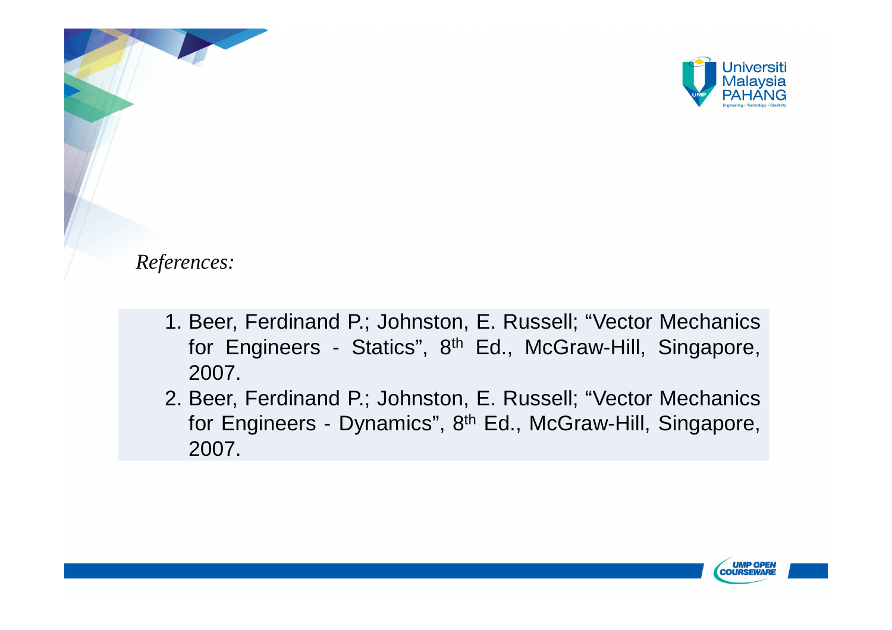*References:*

1. Beer, Ferdinand P.; Johnston, E. Russell; "Vector Mechanics for Engineers - Statics", 8th Ed., McGraw-Hill, Singapore, 2007.
2. Beer, Ferdinand P.; Johnston, E. Russell; "Vector Mechanics for Engineers - Dynamics", 8th Ed., McGraw-Hill, Singapore, 2007.